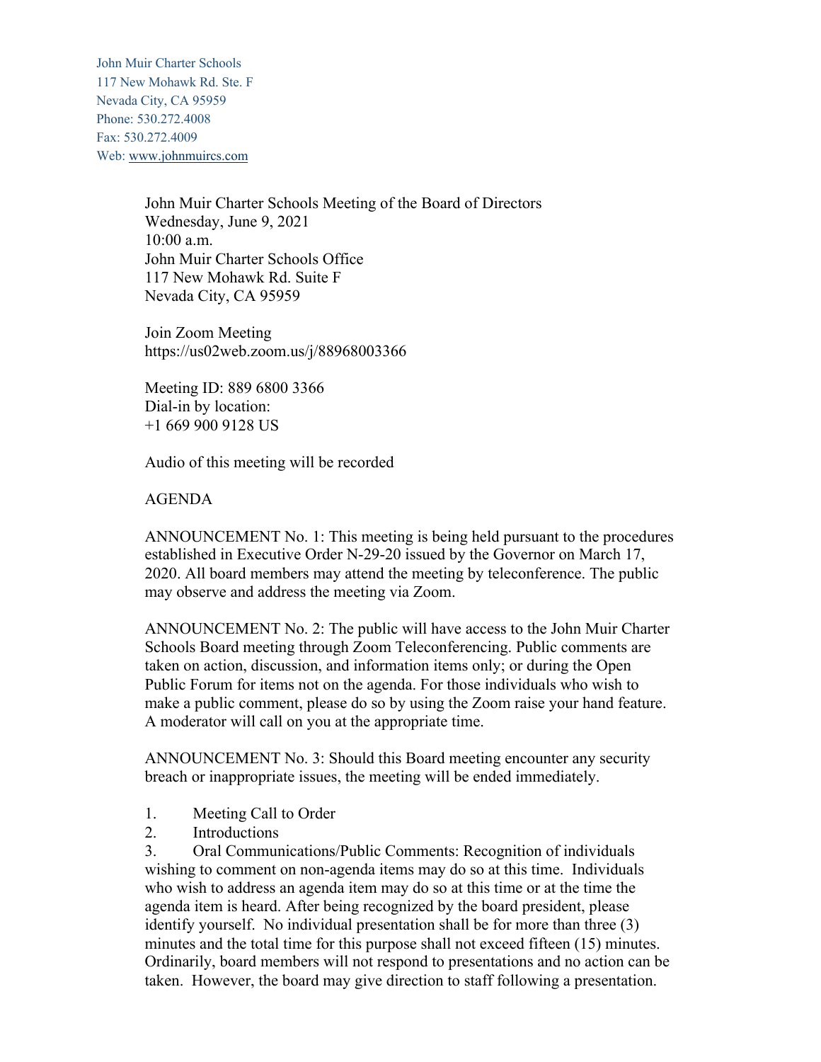John Muir Charter Schools
117 New Mohawk Rd. Ste. F
Nevada City, CA 95959
Phone: 530.272.4008
Fax: 530.272.4009
Web: www.johnmuircs.com

John Muir Charter Schools Meeting of the Board of Directors
Wednesday, June 9, 2021
10:00 a.m.
John Muir Charter Schools Office
117 New Mohawk Rd. Suite F
Nevada City, CA 95959

Join Zoom Meeting
https://us02web.zoom.us/j/88968003366

Meeting ID: 889 6800 3366
Dial-in by location:
+1 669 900 9128 US

Audio of this meeting will be recorded

AGENDA

ANNOUNCEMENT No. 1: This meeting is being held pursuant to the procedures established in Executive Order N-29-20 issued by the Governor on March 17, 2020. All board members may attend the meeting by teleconference. The public may observe and address the meeting via Zoom.

ANNOUNCEMENT No. 2: The public will have access to the John Muir Charter Schools Board meeting through Zoom Teleconferencing. Public comments are taken on action, discussion, and information items only; or during the Open Public Forum for items not on the agenda. For those individuals who wish to make a public comment, please do so by using the Zoom raise your hand feature. A moderator will call on you at the appropriate time.

ANNOUNCEMENT No. 3: Should this Board meeting encounter any security breach or inappropriate issues, the meeting will be ended immediately.

1. Meeting Call to Order
2. Introductions
3. Oral Communications/Public Comments: Recognition of individuals wishing to comment on non-agenda items may do so at this time. Individuals who wish to address an agenda item may do so at this time or at the time the agenda item is heard. After being recognized by the board president, please identify yourself. No individual presentation shall be for more than three (3) minutes and the total time for this purpose shall not exceed fifteen (15) minutes. Ordinarily, board members will not respond to presentations and no action can be taken. However, the board may give direction to staff following a presentation.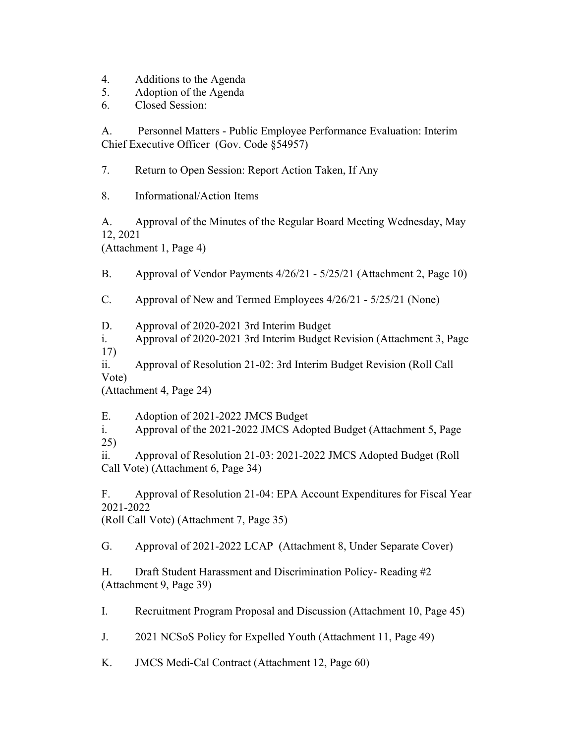4. Additions to the Agenda
5. Adoption of the Agenda
6. Closed Session:

A. Personnel Matters - Public Employee Performance Evaluation: Interim Chief Executive Officer (Gov. Code §54957)

7. Return to Open Session: Report Action Taken, If Any

8. Informational/Action Items

A. Approval of the Minutes of the Regular Board Meeting Wednesday, May 12, 2021
(Attachment 1, Page 4)

B. Approval of Vendor Payments 4/26/21 - 5/25/21 (Attachment 2, Page 10)

C. Approval of New and Termed Employees 4/26/21 - 5/25/21 (None)

D. Approval of 2020-2021 3rd Interim Budget
i. Approval of 2020-2021 3rd Interim Budget Revision (Attachment 3, Page 17)
ii. Approval of Resolution 21-02: 3rd Interim Budget Revision (Roll Call Vote)
(Attachment 4, Page 24)

E. Adoption of 2021-2022 JMCS Budget
i. Approval of the 2021-2022 JMCS Adopted Budget (Attachment 5, Page 25)
ii. Approval of Resolution 21-03: 2021-2022 JMCS Adopted Budget (Roll Call Vote) (Attachment 6, Page 34)

F. Approval of Resolution 21-04: EPA Account Expenditures for Fiscal Year 2021-2022
(Roll Call Vote) (Attachment 7, Page 35)

G. Approval of 2021-2022 LCAP (Attachment 8, Under Separate Cover)

H. Draft Student Harassment and Discrimination Policy- Reading #2
(Attachment 9, Page 39)

I. Recruitment Program Proposal and Discussion (Attachment 10, Page 45)

J. 2021 NCSoS Policy for Expelled Youth (Attachment 11, Page 49)

K. JMCS Medi-Cal Contract (Attachment 12, Page 60)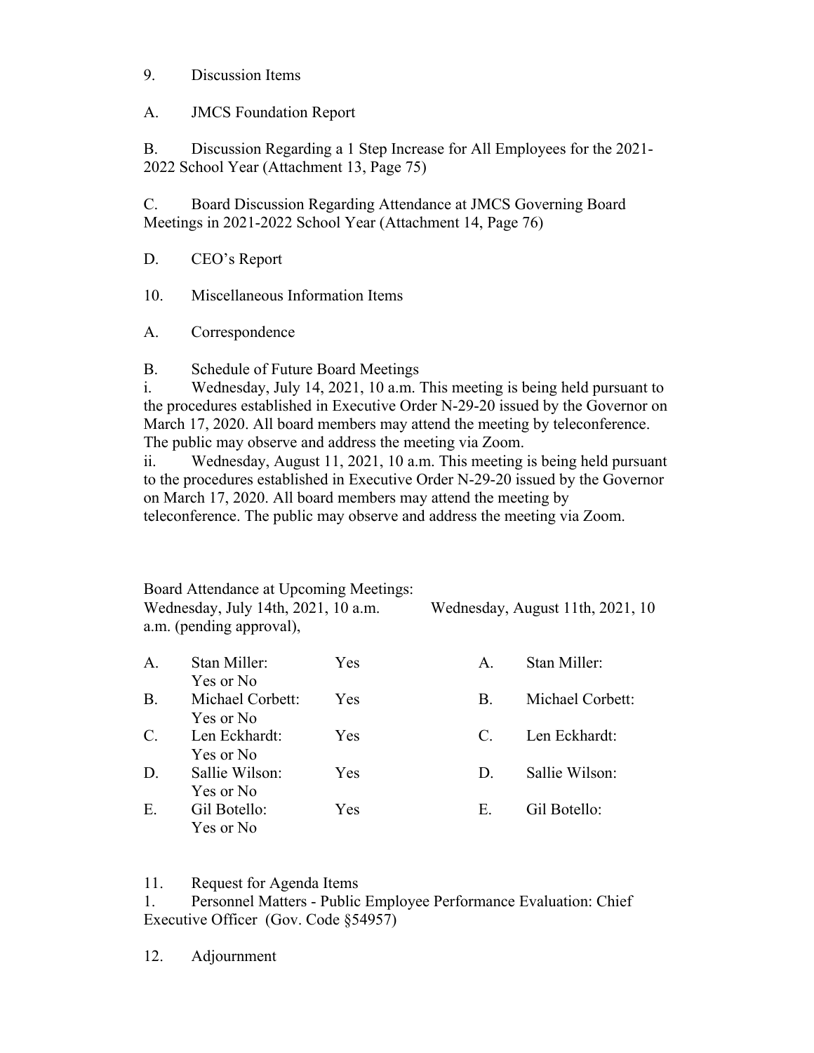9. Discussion Items

A. JMCS Foundation Report

B. Discussion Regarding a 1 Step Increase for All Employees for the 2021-2022 School Year (Attachment 13, Page 75)

C. Board Discussion Regarding Attendance at JMCS Governing Board Meetings in 2021-2022 School Year (Attachment 14, Page 76)

D. CEO's Report

10. Miscellaneous Information Items

A. Correspondence

B. Schedule of Future Board Meetings

i. Wednesday, July 14, 2021, 10 a.m. This meeting is being held pursuant to the procedures established in Executive Order N-29-20 issued by the Governor on March 17, 2020. All board members may attend the meeting by teleconference. The public may observe and address the meeting via Zoom.

ii. Wednesday, August 11, 2021, 10 a.m. This meeting is being held pursuant to the procedures established in Executive Order N-29-20 issued by the Governor on March 17, 2020. All board members may attend the meeting by teleconference. The public may observe and address the meeting via Zoom.

Board Attendance at Upcoming Meetings:

Wednesday, July 14th, 2021, 10 a.m. Wednesday, August 11th, 2021, 10 a.m. (pending approval),

| | Wednesday, July 14th, 2021 | | | Wednesday, August 11th, 2021 |
|---|---|---|---|---|
| A. | Stan Miller: Yes or No | Yes | A. | Stan Miller: |
| B. | Michael Corbett: Yes or No | Yes | B. | Michael Corbett: |
| C. | Len Eckhardt: Yes or No | Yes | C. | Len Eckhardt: |
| D. | Sallie Wilson: Yes or No | Yes | D. | Sallie Wilson: |
| E. | Gil Botello: Yes or No | Yes | E. | Gil Botello: |

11. Request for Agenda Items

1. Personnel Matters - Public Employee Performance Evaluation: Chief Executive Officer (Gov. Code §54957)

12. Adjournment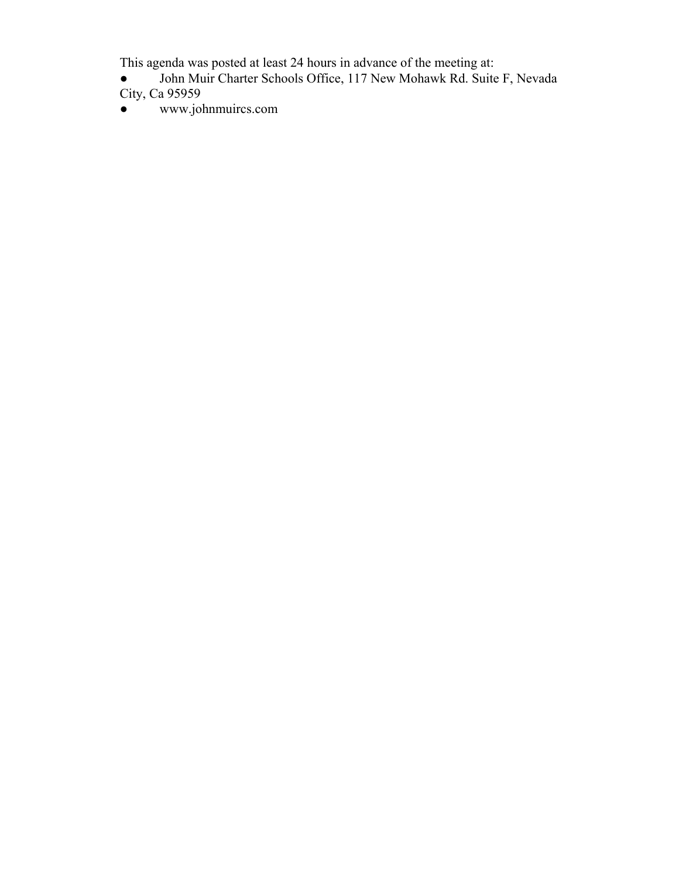This agenda was posted at least 24 hours in advance of the meeting at:

- John Muir Charter Schools Office, 117 New Mohawk Rd. Suite F, Nevada City, Ca 95959
- www.johnmuircs.com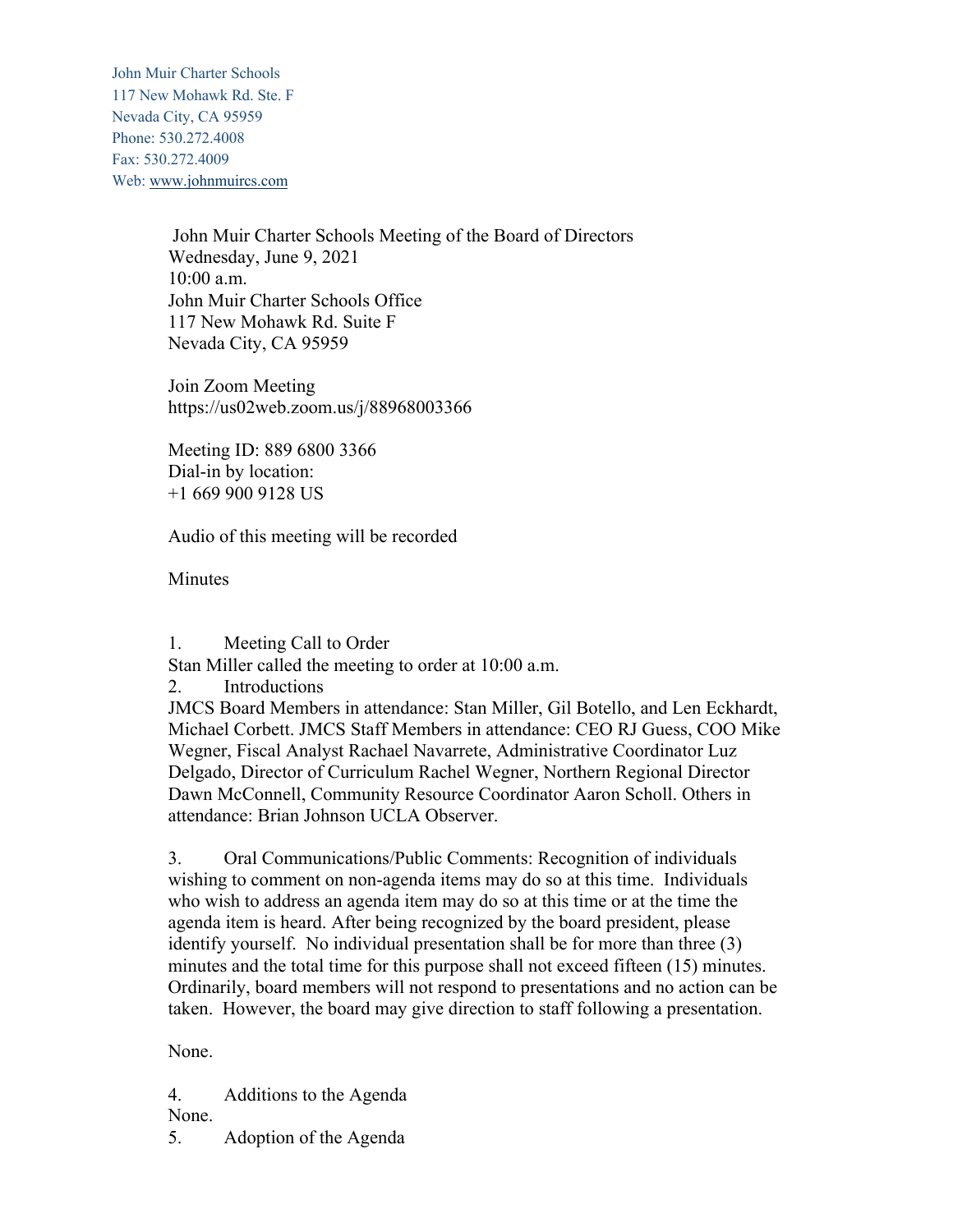John Muir Charter Schools
117 New Mohawk Rd. Ste. F
Nevada City, CA 95959
Phone: 530.272.4008
Fax: 530.272.4009
Web: www.johnmuircs.com

John Muir Charter Schools Meeting of the Board of Directors
Wednesday, June 9, 2021
10:00 a.m.
John Muir Charter Schools Office
117 New Mohawk Rd. Suite F
Nevada City, CA 95959

Join Zoom Meeting
https://us02web.zoom.us/j/88968003366

Meeting ID: 889 6800 3366
Dial-in by location:
+1 669 900 9128 US

Audio of this meeting will be recorded

Minutes

1. Meeting Call to Order

Stan Miller called the meeting to order at 10:00 a.m.

2. Introductions

JMCS Board Members in attendance: Stan Miller, Gil Botello, and Len Eckhardt, Michael Corbett. JMCS Staff Members in attendance: CEO RJ Guess, COO Mike Wegner, Fiscal Analyst Rachael Navarrete, Administrative Coordinator Luz Delgado, Director of Curriculum Rachel Wegner, Northern Regional Director Dawn McConnell, Community Resource Coordinator Aaron Scholl. Others in attendance: Brian Johnson UCLA Observer.

3. Oral Communications/Public Comments: Recognition of individuals wishing to comment on non-agenda items may do so at this time. Individuals who wish to address an agenda item may do so at this time or at the time the agenda item is heard. After being recognized by the board president, please identify yourself. No individual presentation shall be for more than three (3) minutes and the total time for this purpose shall not exceed fifteen (15) minutes. Ordinarily, board members will not respond to presentations and no action can be taken. However, the board may give direction to staff following a presentation.

None.

4. Additions to the Agenda

None.

5. Adoption of the Agenda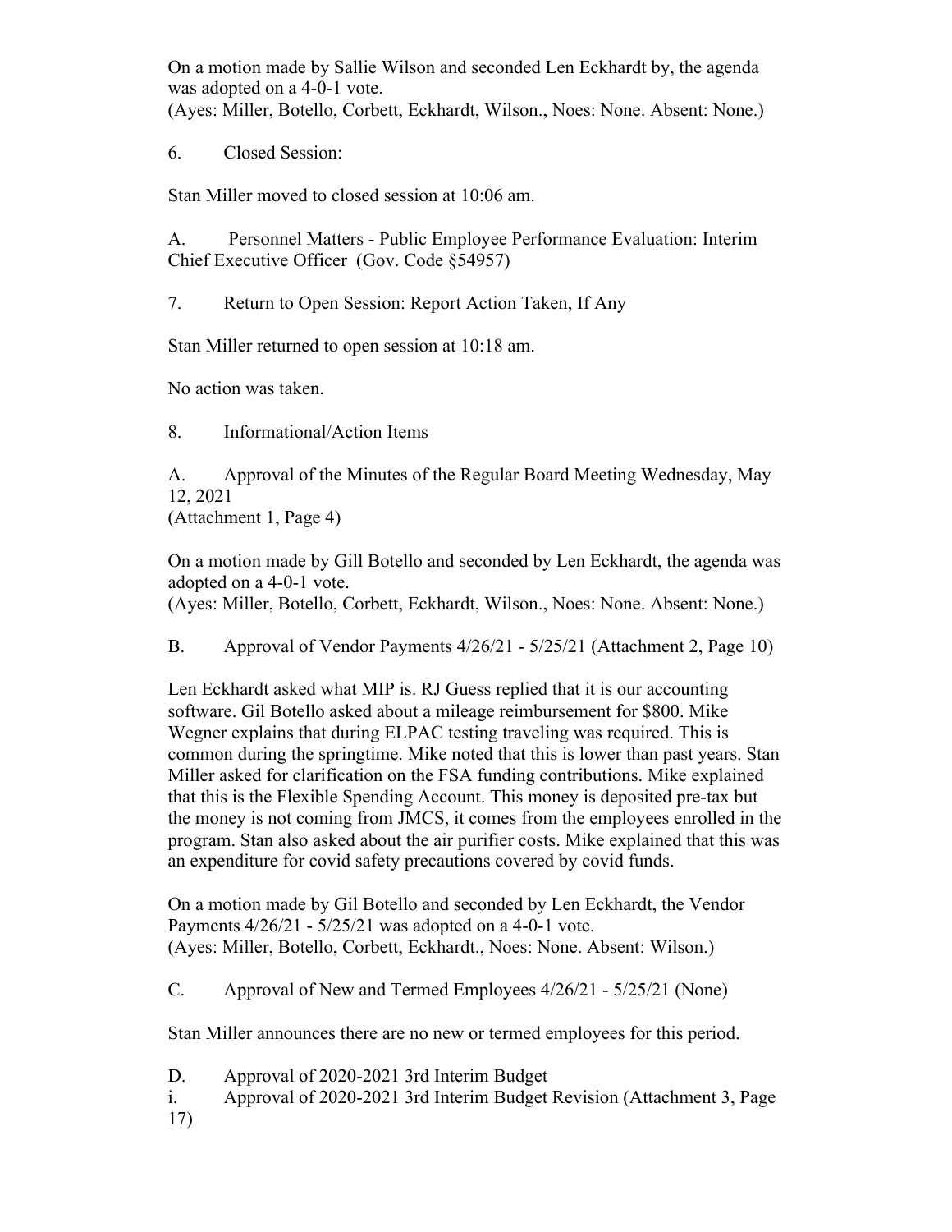On a motion made by Sallie Wilson and seconded Len Eckhardt by, the agenda was adopted on a 4-0-1 vote.
(Ayes: Miller, Botello, Corbett, Eckhardt, Wilson., Noes: None. Absent: None.)

6. Closed Session:

Stan Miller moved to closed session at 10:06 am.

A. Personnel Matters - Public Employee Performance Evaluation: Interim Chief Executive Officer (Gov. Code §54957)

7. Return to Open Session: Report Action Taken, If Any

Stan Miller returned to open session at 10:18 am.

No action was taken.

8. Informational/Action Items

A. Approval of the Minutes of the Regular Board Meeting Wednesday, May 12, 2021
(Attachment 1, Page 4)

On a motion made by Gill Botello and seconded by Len Eckhardt, the agenda was adopted on a 4-0-1 vote.
(Ayes: Miller, Botello, Corbett, Eckhardt, Wilson., Noes: None. Absent: None.)

B. Approval of Vendor Payments 4/26/21 - 5/25/21 (Attachment 2, Page 10)

Len Eckhardt asked what MIP is. RJ Guess replied that it is our accounting software. Gil Botello asked about a mileage reimbursement for $800. Mike Wegner explains that during ELPAC testing traveling was required. This is common during the springtime. Mike noted that this is lower than past years. Stan Miller asked for clarification on the FSA funding contributions. Mike explained that this is the Flexible Spending Account. This money is deposited pre-tax but the money is not coming from JMCS, it comes from the employees enrolled in the program. Stan also asked about the air purifier costs. Mike explained that this was an expenditure for covid safety precautions covered by covid funds.

On a motion made by Gil Botello and seconded by Len Eckhardt, the Vendor Payments 4/26/21 - 5/25/21 was adopted on a 4-0-1 vote.
(Ayes: Miller, Botello, Corbett, Eckhardt., Noes: None. Absent: Wilson.)

C. Approval of New and Termed Employees 4/26/21 - 5/25/21 (None)

Stan Miller announces there are no new or termed employees for this period.

D. Approval of 2020-2021 3rd Interim Budget

i. Approval of 2020-2021 3rd Interim Budget Revision (Attachment 3, Page 17)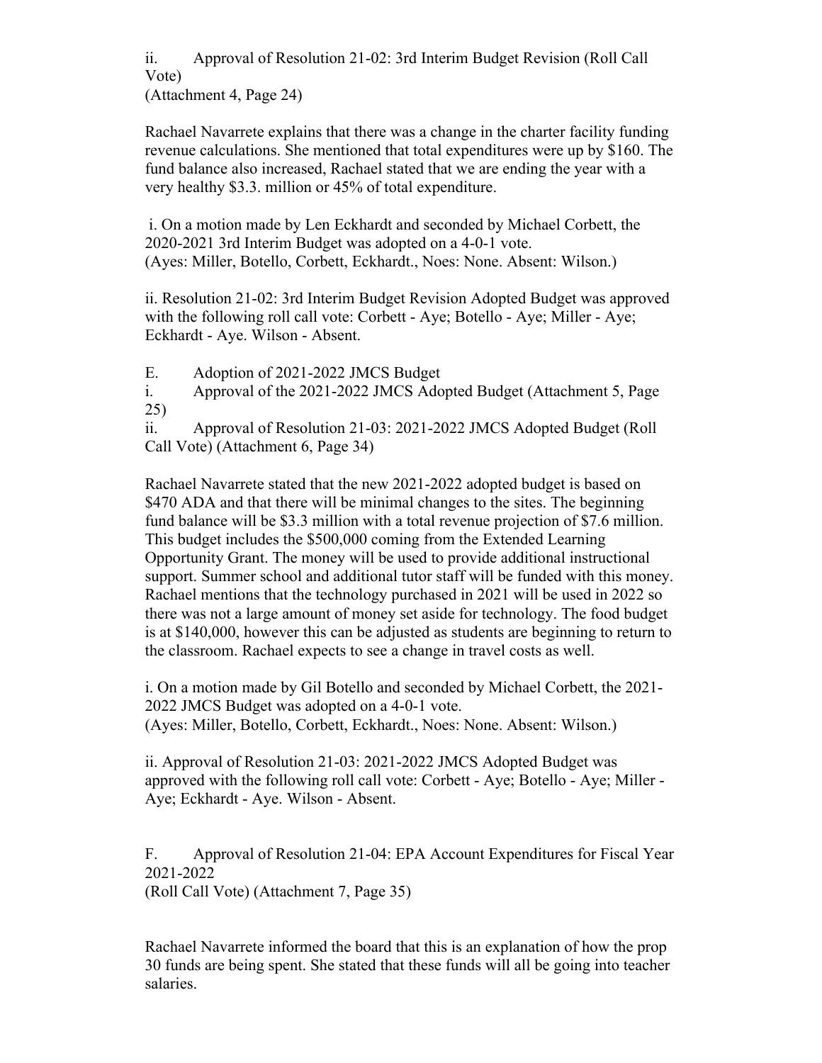ii. Approval of Resolution 21-02: 3rd Interim Budget Revision (Roll Call Vote)
(Attachment 4, Page 24)

Rachael Navarrete explains that there was a change in the charter facility funding revenue calculations. She mentioned that total expenditures were up by $160. The fund balance also increased, Rachael stated that we are ending the year with a very healthy $3.3. million or 45% of total expenditure.

i. On a motion made by Len Eckhardt and seconded by Michael Corbett, the 2020-2021 3rd Interim Budget was adopted on a 4-0-1 vote.
(Ayes: Miller, Botello, Corbett, Eckhardt., Noes: None. Absent: Wilson.)

ii. Resolution 21-02: 3rd Interim Budget Revision Adopted Budget was approved with the following roll call vote: Corbett - Aye; Botello - Aye; Miller - Aye; Eckhardt - Aye. Wilson - Absent.

E. Adoption of 2021-2022 JMCS Budget

i. Approval of the 2021-2022 JMCS Adopted Budget (Attachment 5, Page 25)

ii. Approval of Resolution 21-03: 2021-2022 JMCS Adopted Budget (Roll Call Vote) (Attachment 6, Page 34)

Rachael Navarrete stated that the new 2021-2022 adopted budget is based on $470 ADA and that there will be minimal changes to the sites. The beginning fund balance will be $3.3 million with a total revenue projection of $7.6 million. This budget includes the $500,000 coming from the Extended Learning Opportunity Grant. The money will be used to provide additional instructional support. Summer school and additional tutor staff will be funded with this money. Rachael mentions that the technology purchased in 2021 will be used in 2022 so there was not a large amount of money set aside for technology. The food budget is at $140,000, however this can be adjusted as students are beginning to return to the classroom. Rachael expects to see a change in travel costs as well.

i. On a motion made by Gil Botello and seconded by Michael Corbett, the 2021-2022 JMCS Budget was adopted on a 4-0-1 vote.
(Ayes: Miller, Botello, Corbett, Eckhardt., Noes: None. Absent: Wilson.)

ii. Approval of Resolution 21-03: 2021-2022 JMCS Adopted Budget was approved with the following roll call vote: Corbett - Aye; Botello - Aye; Miller - Aye; Eckhardt - Aye. Wilson - Absent.

F. Approval of Resolution 21-04: EPA Account Expenditures for Fiscal Year 2021-2022
(Roll Call Vote) (Attachment 7, Page 35)

Rachael Navarrete informed the board that this is an explanation of how the prop 30 funds are being spent. She stated that these funds will all be going into teacher salaries.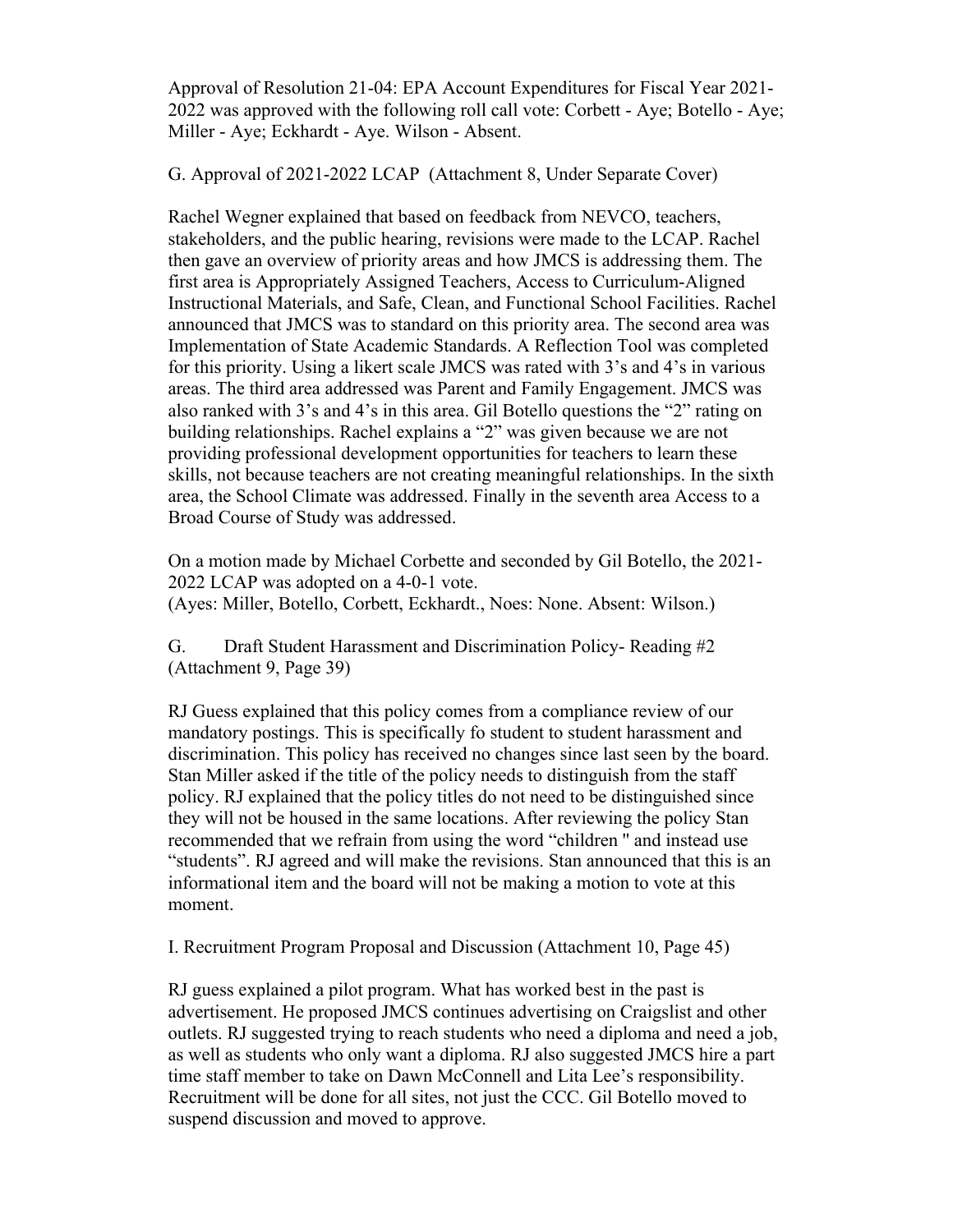Approval of Resolution 21-04: EPA Account Expenditures for Fiscal Year 2021-2022 was approved with the following roll call vote: Corbett - Aye; Botello - Aye; Miller - Aye; Eckhardt - Aye. Wilson - Absent.

G. Approval of 2021-2022 LCAP (Attachment 8, Under Separate Cover)

Rachel Wegner explained that based on feedback from NEVCO, teachers, stakeholders, and the public hearing, revisions were made to the LCAP. Rachel then gave an overview of priority areas and how JMCS is addressing them. The first area is Appropriately Assigned Teachers, Access to Curriculum-Aligned Instructional Materials, and Safe, Clean, and Functional School Facilities. Rachel announced that JMCS was to standard on this priority area. The second area was Implementation of State Academic Standards. A Reflection Tool was completed for this priority. Using a likert scale JMCS was rated with 3's and 4's in various areas. The third area addressed was Parent and Family Engagement. JMCS was also ranked with 3's and 4's in this area. Gil Botello questions the "2" rating on building relationships. Rachel explains a "2" was given because we are not providing professional development opportunities for teachers to learn these skills, not because teachers are not creating meaningful relationships. In the sixth area, the School Climate was addressed. Finally in the seventh area Access to a Broad Course of Study was addressed.

On a motion made by Michael Corbette and seconded by Gil Botello, the 2021-2022 LCAP was adopted on a 4-0-1 vote.
(Ayes: Miller, Botello, Corbett, Eckhardt., Noes: None. Absent: Wilson.)

G. Draft Student Harassment and Discrimination Policy- Reading #2 (Attachment 9, Page 39)

RJ Guess explained that this policy comes from a compliance review of our mandatory postings. This is specifically fo student to student harassment and discrimination. This policy has received no changes since last seen by the board. Stan Miller asked if the title of the policy needs to distinguish from the staff policy. RJ explained that the policy titles do not need to be distinguished since they will not be housed in the same locations. After reviewing the policy Stan recommended that we refrain from using the word "children " and instead use "students". RJ agreed and will make the revisions. Stan announced that this is an informational item and the board will not be making a motion to vote at this moment.

I. Recruitment Program Proposal and Discussion (Attachment 10, Page 45)

RJ guess explained a pilot program. What has worked best in the past is advertisement. He proposed JMCS continues advertising on Craigslist and other outlets. RJ suggested trying to reach students who need a diploma and need a job, as well as students who only want a diploma. RJ also suggested JMCS hire a part time staff member to take on Dawn McConnell and Lita Lee's responsibility. Recruitment will be done for all sites, not just the CCC. Gil Botello moved to suspend discussion and moved to approve.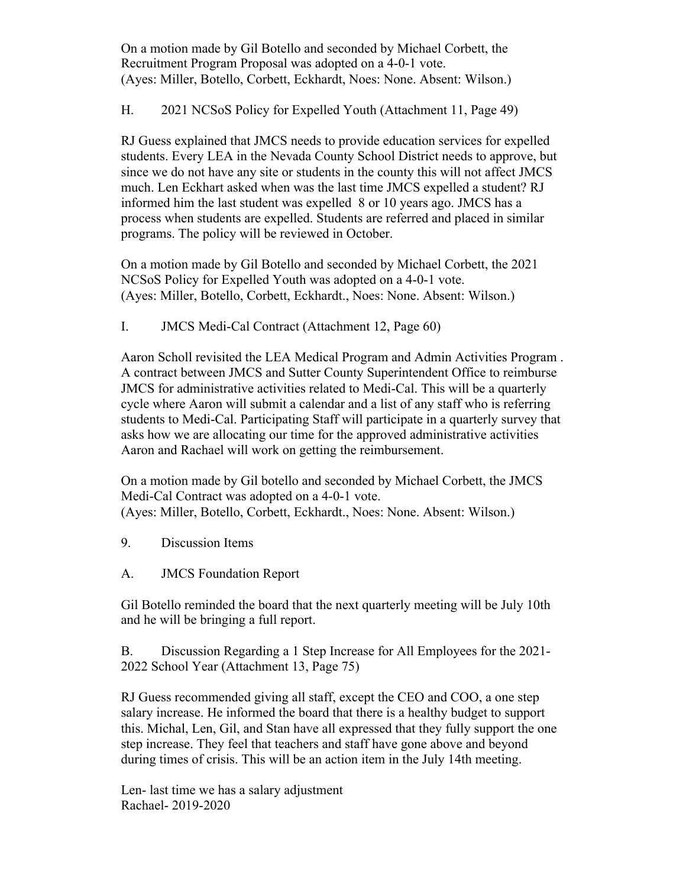On a motion made by Gil Botello and seconded by Michael Corbett, the Recruitment Program Proposal was adopted on a 4-0-1 vote.
(Ayes: Miller, Botello, Corbett, Eckhardt, Noes: None. Absent: Wilson.)

H. 2021 NCSoS Policy for Expelled Youth (Attachment 11, Page 49)

RJ Guess explained that JMCS needs to provide education services for expelled students. Every LEA in the Nevada County School District needs to approve, but since we do not have any site or students in the county this will not affect JMCS much. Len Eckhart asked when was the last time JMCS expelled a student? RJ informed him the last student was expelled 8 or 10 years ago. JMCS has a process when students are expelled. Students are referred and placed in similar programs. The policy will be reviewed in October.

On a motion made by Gil Botello and seconded by Michael Corbett, the 2021 NCSoS Policy for Expelled Youth was adopted on a 4-0-1 vote.
(Ayes: Miller, Botello, Corbett, Eckhardt., Noes: None. Absent: Wilson.)

I. JMCS Medi-Cal Contract (Attachment 12, Page 60)

Aaron Scholl revisited the LEA Medical Program and Admin Activities Program . A contract between JMCS and Sutter County Superintendent Office to reimburse JMCS for administrative activities related to Medi-Cal. This will be a quarterly cycle where Aaron will submit a calendar and a list of any staff who is referring students to Medi-Cal. Participating Staff will participate in a quarterly survey that asks how we are allocating our time for the approved administrative activities Aaron and Rachael will work on getting the reimbursement.

On a motion made by Gil botello and seconded by Michael Corbett, the JMCS Medi-Cal Contract was adopted on a 4-0-1 vote.
(Ayes: Miller, Botello, Corbett, Eckhardt., Noes: None. Absent: Wilson.)

9. Discussion Items

A. JMCS Foundation Report

Gil Botello reminded the board that the next quarterly meeting will be July 10th and he will be bringing a full report.

B. Discussion Regarding a 1 Step Increase for All Employees for the 2021-2022 School Year (Attachment 13, Page 75)

RJ Guess recommended giving all staff, except the CEO and COO, a one step salary increase. He informed the board that there is a healthy budget to support this. Michal, Len, Gil, and Stan have all expressed that they fully support the one step increase. They feel that teachers and staff have gone above and beyond during times of crisis. This will be an action item in the July 14th meeting.

Len- last time we has a salary adjustment
Rachael- 2019-2020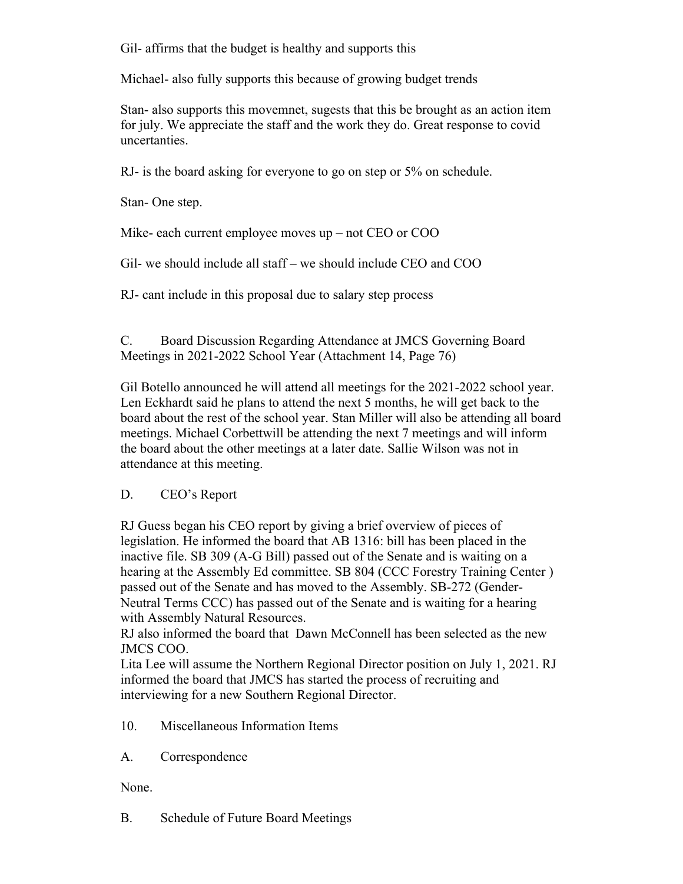Gil- affirms that the budget is healthy and supports this

Michael- also fully supports this because of growing budget trends

Stan- also supports this movemnet, sugests that this be brought as an action item for july. We appreciate the staff and the work they do. Great response to covid uncertanties.

RJ- is the board asking for everyone to go on step or 5% on schedule.

Stan- One step.

Mike- each current employee moves up – not CEO or COO

Gil- we should include all staff – we should include CEO and COO

RJ- cant include in this proposal due to salary step process

C. Board Discussion Regarding Attendance at JMCS Governing Board Meetings in 2021-2022 School Year (Attachment 14, Page 76)

Gil Botello announced he will attend all meetings for the 2021-2022 school year. Len Eckhardt said he plans to attend the next 5 months, he will get back to the board about the rest of the school year. Stan Miller will also be attending all board meetings. Michael Corbettwill be attending the next 7 meetings and will inform the board about the other meetings at a later date. Sallie Wilson was not in attendance at this meeting.

D. CEO's Report

RJ Guess began his CEO report by giving a brief overview of pieces of legislation. He informed the board that AB 1316: bill has been placed in the inactive file. SB 309 (A-G Bill) passed out of the Senate and is waiting on a hearing at the Assembly Ed committee. SB 804 (CCC Forestry Training Center ) passed out of the Senate and has moved to the Assembly. SB-272 (Gender-Neutral Terms CCC) has passed out of the Senate and is waiting for a hearing with Assembly Natural Resources.
RJ also informed the board that Dawn McConnell has been selected as the new JMCS COO.
Lita Lee will assume the Northern Regional Director position on July 1, 2021. RJ informed the board that JMCS has started the process of recruiting and interviewing for a new Southern Regional Director.

10. Miscellaneous Information Items

A. Correspondence

None.

B. Schedule of Future Board Meetings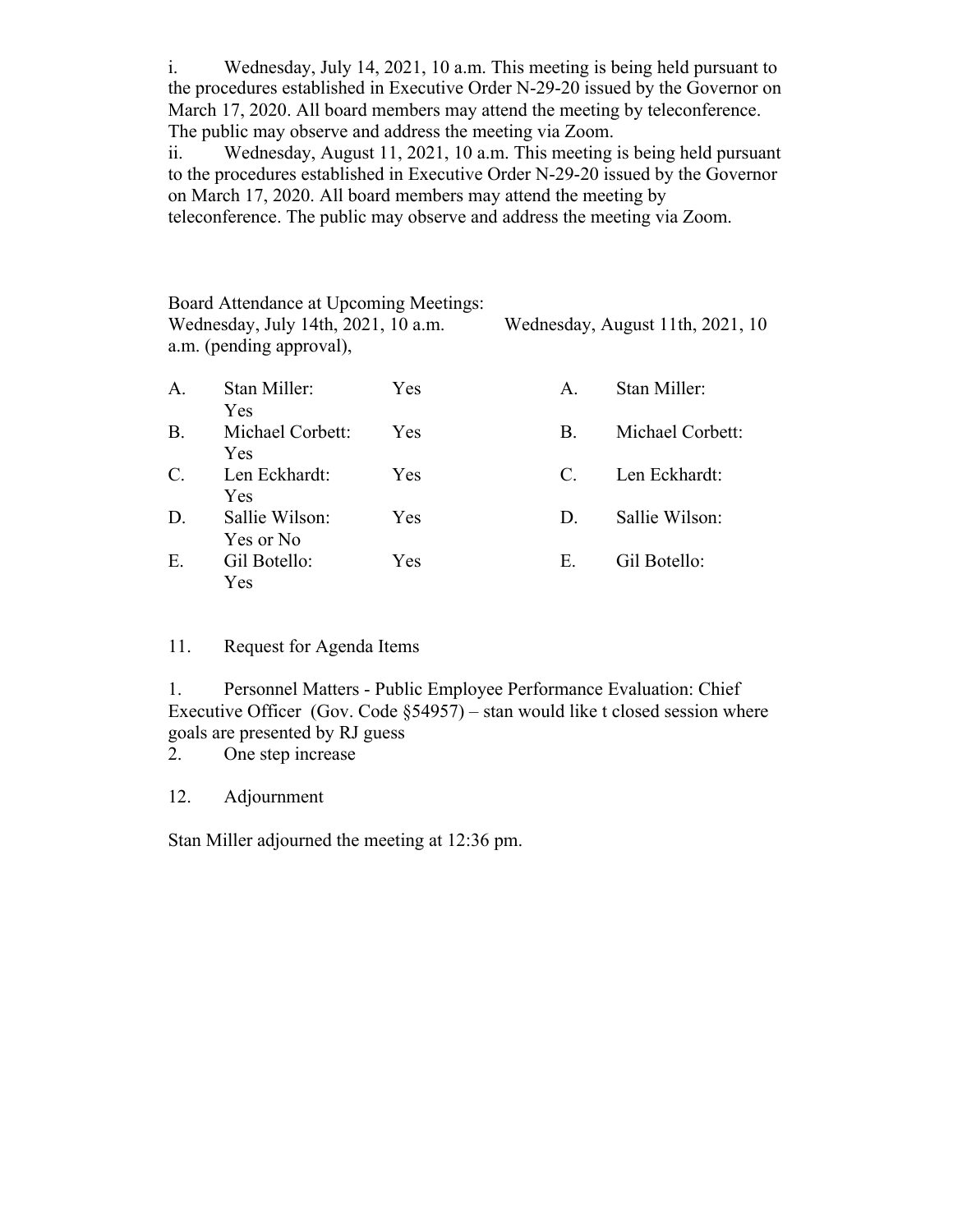i. Wednesday, July 14, 2021, 10 a.m. This meeting is being held pursuant to the procedures established in Executive Order N-29-20 issued by the Governor on March 17, 2020. All board members may attend the meeting by teleconference. The public may observe and address the meeting via Zoom.

ii. Wednesday, August 11, 2021, 10 a.m. This meeting is being held pursuant to the procedures established in Executive Order N-29-20 issued by the Governor on March 17, 2020. All board members may attend the meeting by teleconference. The public may observe and address the meeting via Zoom.

Board Attendance at Upcoming Meetings:

| Wednesday, July 14th, 2021, 10 a.m. (pending approval), | | | | Wednesday, August 11th, 2021, 10 a.m. |
|---|---|---|---|---|
| A. | Stan Miller: Yes | Yes | A. | Stan Miller: |
| B. | Michael Corbett: Yes | Yes | B. | Michael Corbett: |
| C. | Len Eckhardt: Yes | Yes | C. | Len Eckhardt: |
| D. | Sallie Wilson: Yes or No | Yes | D. | Sallie Wilson: |
| E. | Gil Botello: Yes | Yes | E. | Gil Botello: |

11. Request for Agenda Items

1. Personnel Matters - Public Employee Performance Evaluation: Chief Executive Officer (Gov. Code §54957) – stan would like t closed session where goals are presented by RJ guess
2. One step increase

12. Adjournment

Stan Miller adjourned the meeting at 12:36 pm.